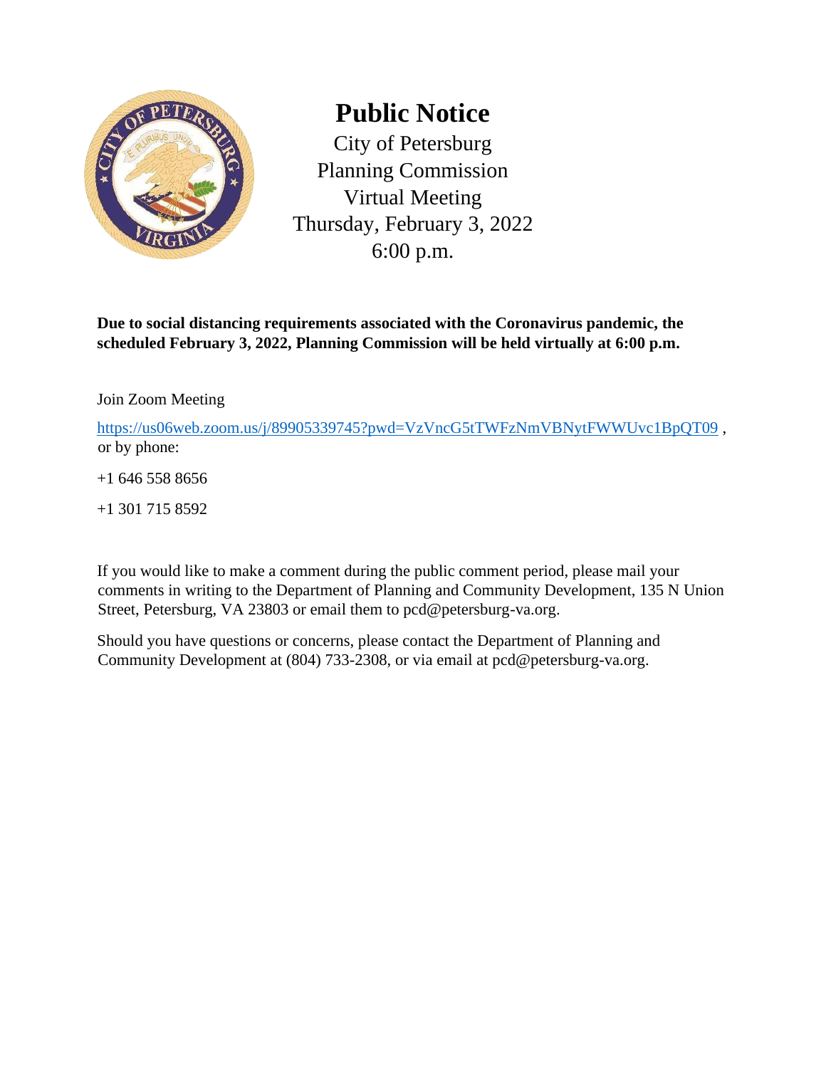# Public Notice

City of Petersburg
Planning Commission
Virtual Meeting
Thursday, February 3, 2022
6:00 p.m.

**Due to social distancing requirements associated with the Coronavirus pandemic, the scheduled February 3, 2022, Planning Commission will be held virtually at 6:00 p.m.**

Join Zoom Meeting

https://us06web.zoom.us/j/89905339745?pwd=VzVncG5tTWFzNmVBNytFWWUvc1BpQT09 , or by phone:

+1 646 558 8656

+1 301 715 8592

If you would like to make a comment during the public comment period, please mail your comments in writing to the Department of Planning and Community Development, 135 N Union Street, Petersburg, VA 23803 or email them to pcd@petersburg-va.org.

Should you have questions or concerns, please contact the Department of Planning and Community Development at (804) 733-2308, or via email at pcd@petersburg-va.org.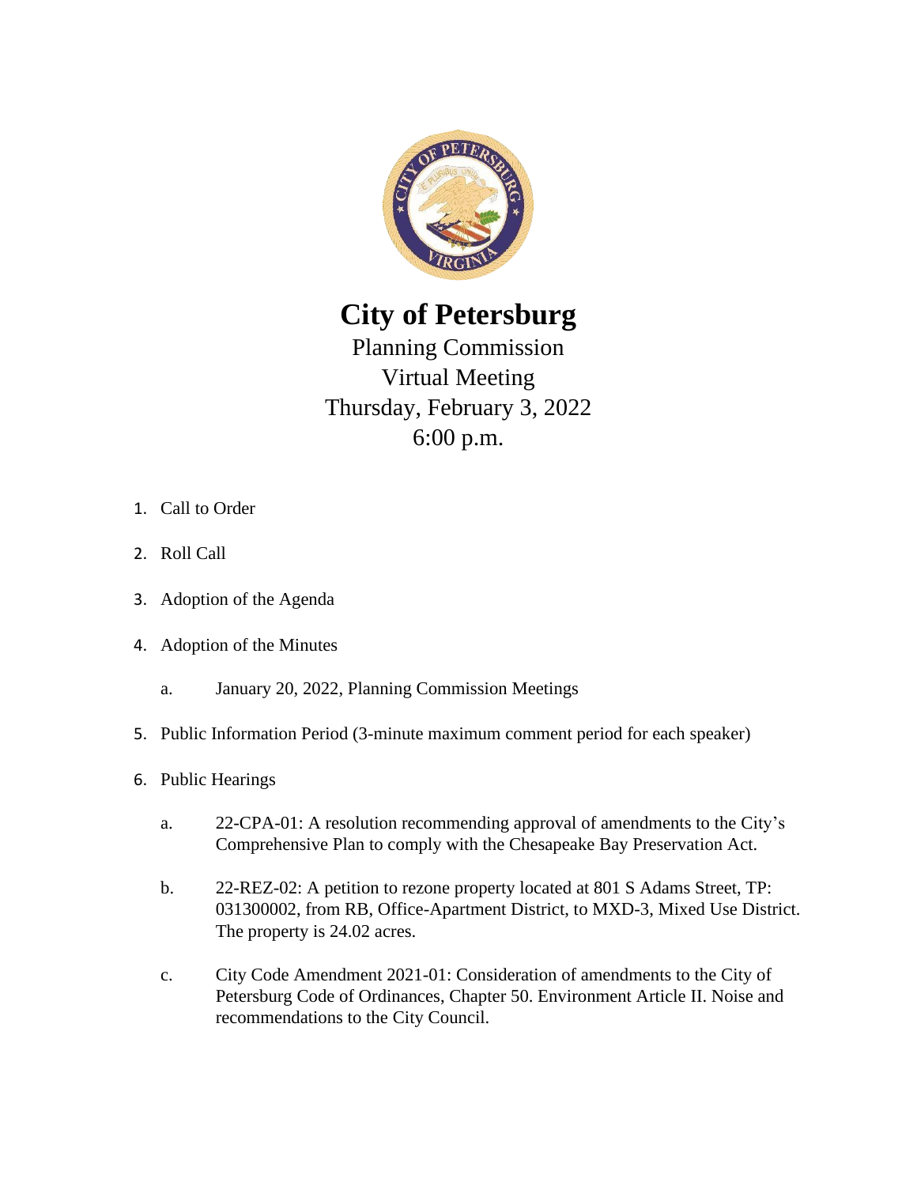# City of Petersburg

Planning Commission
Virtual Meeting
Thursday, February 3, 2022
6:00 p.m.

1. Call to Order
2. Roll Call
3. Adoption of the Agenda
4. Adoption of the Minutes
   a. January 20, 2022, Planning Commission Meetings
5. Public Information Period (3-minute maximum comment period for each speaker)
6. Public Hearings
   a. 22-CPA-01: A resolution recommending approval of amendments to the City's Comprehensive Plan to comply with the Chesapeake Bay Preservation Act.
   b. 22-REZ-02: A petition to rezone property located at 801 S Adams Street, TP: 031300002, from RB, Office-Apartment District, to MXD-3, Mixed Use District. The property is 24.02 acres.
   c. City Code Amendment 2021-01: Consideration of amendments to the City of Petersburg Code of Ordinances, Chapter 50. Environment Article II. Noise and recommendations to the City Council.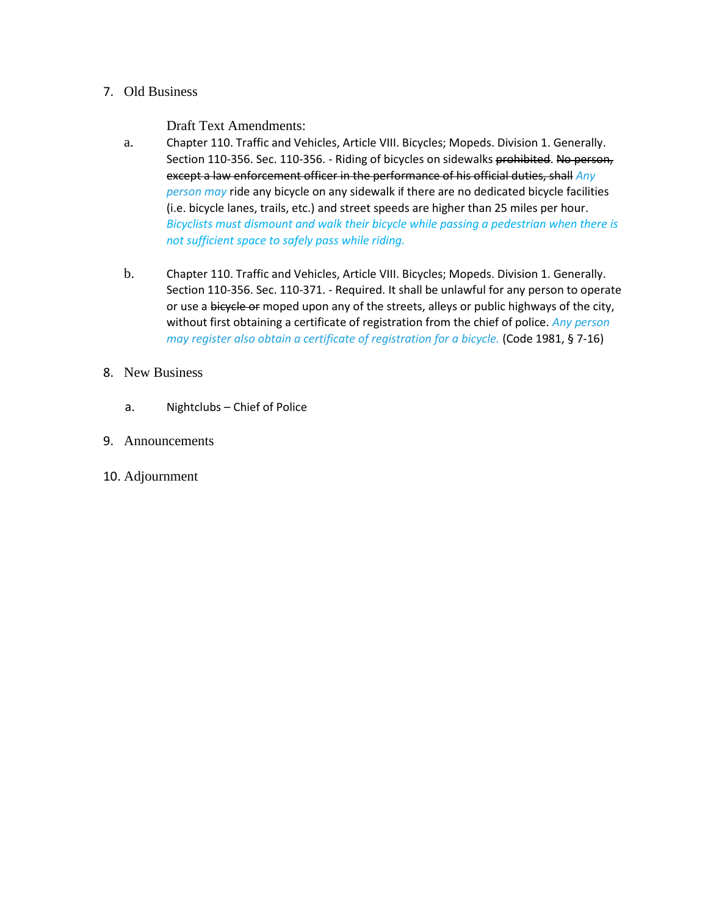7. Old Business

   Draft Text Amendments:

   a. Chapter 110. Traffic and Vehicles, Article VIII. Bicycles; Mopeds. Division 1. Generally. Section 110-356. Sec. 110-356. - Riding of bicycles on sidewalks ~~prohibited~~. ~~No person, except a law enforcement officer in the performance of his official duties, shall~~ *Any person may* ride any bicycle on any sidewalk if there are no dedicated bicycle facilities (i.e. bicycle lanes, trails, etc.) and street speeds are higher than 25 miles per hour. *Bicyclists must dismount and walk their bicycle while passing a pedestrian when there is not sufficient space to safely pass while riding.*

   b. Chapter 110. Traffic and Vehicles, Article VIII. Bicycles; Mopeds. Division 1. Generally. Section 110-356. Sec. 110-371. - Required. It shall be unlawful for any person to operate or use a ~~bicycle or~~ moped upon any of the streets, alleys or public highways of the city, without first obtaining a certificate of registration from the chief of police. *Any person may register also obtain a certificate of registration for a bicycle.* (Code 1981, § 7-16)

8. New Business

   a. Nightclubs – Chief of Police

9. Announcements

10. Adjournment